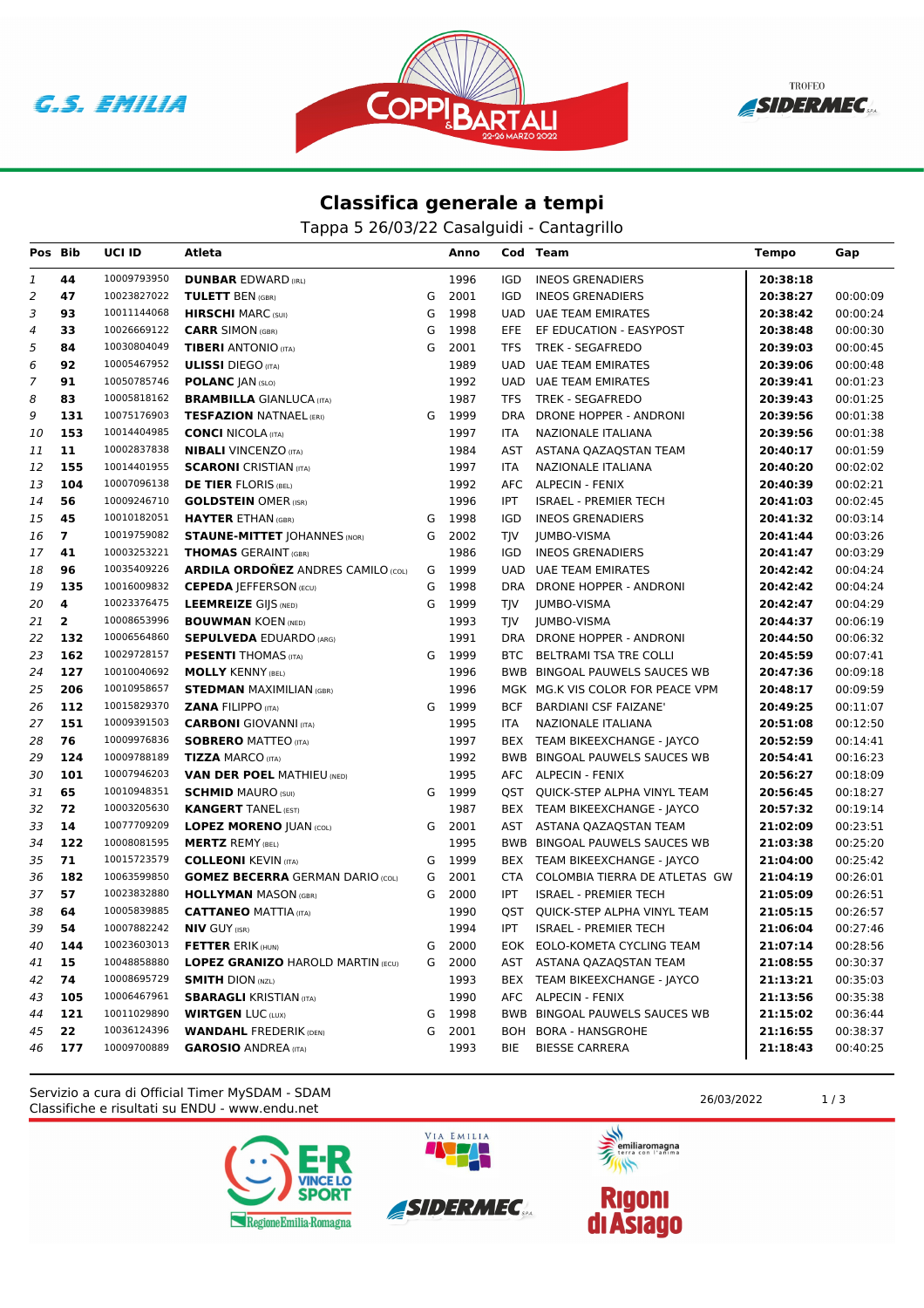## Classifica generale a tempi

Tappa 5 26/03/22 Casalguidi - Cantagrillo

| Pos | Bib | UCI ID | Atleta | | Anno | Cod | Team | Tempo | Gap |
|---|---|---|---|---|---|---|---|---|---|
| 1 | 44 | 10009793950 | **DUNBAR** EDWARD (IRL) | | 1996 | IGD | INEOS GRENADIERS | **20:38:18** | |
| 2 | 47 | 10023827022 | **TULETT** BEN (GBR) | G | 2001 | IGD | INEOS GRENADIERS | **20:38:27** | 00:00:09 |
| 3 | 93 | 10011144068 | **HIRSCHI** MARC (SUI) | G | 1998 | UAD | UAE TEAM EMIRATES | **20:38:42** | 00:00:24 |
| 4 | 33 | 10026669122 | **CARR** SIMON (GBR) | G | 1998 | EFE | EF EDUCATION - EASYPOST | **20:38:48** | 00:00:30 |
| 5 | 84 | 10030804049 | **TIBERI** ANTONIO (ITA) | G | 2001 | TFS | TREK - SEGAFREDO | **20:39:03** | 00:00:45 |
| 6 | 92 | 10005467952 | **ULISSI** DIEGO (ITA) | | 1989 | UAD | UAE TEAM EMIRATES | **20:39:06** | 00:00:48 |
| 7 | 91 | 10050785746 | **POLANC** JAN (SLO) | | 1992 | UAD | UAE TEAM EMIRATES | **20:39:41** | 00:01:23 |
| 8 | 83 | 10005818162 | **BRAMBILLA** GIANLUCA (ITA) | | 1987 | TFS | TREK - SEGAFREDO | **20:39:43** | 00:01:25 |
| 9 | 131 | 10075176903 | **TESFAZION** NATNAEL (ERI) | G | 1999 | DRA | DRONE HOPPER - ANDRONI | **20:39:56** | 00:01:38 |
| 10 | 153 | 10014404985 | **CONCI** NICOLA (ITA) | | 1997 | ITA | NAZIONALE ITALIANA | **20:39:56** | 00:01:38 |
| 11 | 11 | 10002837838 | **NIBALI** VINCENZO (ITA) | | 1984 | AST | ASTANA QAZAQSTAN TEAM | **20:40:17** | 00:01:59 |
| 12 | 155 | 10014401955 | **SCARONI** CRISTIAN (ITA) | | 1997 | ITA | NAZIONALE ITALIANA | **20:40:20** | 00:02:02 |
| 13 | 104 | 10007096138 | **DE TIER** FLORIS (BEL) | | 1992 | AFC | ALPECIN - FENIX | **20:40:39** | 00:02:21 |
| 14 | 56 | 10009246710 | **GOLDSTEIN** OMER (ISR) | | 1996 | IPT | ISRAEL - PREMIER TECH | **20:41:03** | 00:02:45 |
| 15 | 45 | 10010182051 | **HAYTER** ETHAN (GBR) | G | 1998 | IGD | INEOS GRENADIERS | **20:41:32** | 00:03:14 |
| 16 | 7 | 10019759082 | **STAUNE-MITTET** JOHANNES (NOR) | G | 2002 | TJV | JUMBO-VISMA | **20:41:44** | 00:03:26 |
| 17 | 41 | 10003253221 | **THOMAS** GERAINT (GBR) | | 1986 | IGD | INEOS GRENADIERS | **20:41:47** | 00:03:29 |
| 18 | 96 | 10035409226 | **ARDILA ORDOÑEZ** ANDRES CAMILO (COL) | G | 1999 | UAD | UAE TEAM EMIRATES | **20:42:42** | 00:04:24 |
| 19 | 135 | 10016009832 | **CEPEDA** JEFFERSON (ECU) | G | 1998 | DRA | DRONE HOPPER - ANDRONI | **20:42:42** | 00:04:24 |
| 20 | 4 | 10023376475 | **LEEMREIZE** GIJS (NED) | G | 1999 | TJV | JUMBO-VISMA | **20:42:47** | 00:04:29 |
| 21 | 2 | 10008653996 | **BOUWMAN** KOEN (NED) | | 1993 | TJV | JUMBO-VISMA | **20:44:37** | 00:06:19 |
| 22 | 132 | 10006564860 | **SEPULVEDA** EDUARDO (ARG) | | 1991 | DRA | DRONE HOPPER - ANDRONI | **20:44:50** | 00:06:32 |
| 23 | 162 | 10029728157 | **PESENTI** THOMAS (ITA) | G | 1999 | BTC | BELTRAMI TSA TRE COLLI | **20:45:59** | 00:07:41 |
| 24 | 127 | 10010040692 | **MOLLY** KENNY (BEL) | | 1996 | BWB | BINGOAL PAUWELS SAUCES WB | **20:47:36** | 00:09:18 |
| 25 | 206 | 10010958657 | **STEDMAN** MAXIMILIAN (GBR) | | 1996 | MGK | MG.K VIS COLOR FOR PEACE VPM | **20:48:17** | 00:09:59 |
| 26 | 112 | 10015829370 | **ZANA** FILIPPO (ITA) | G | 1999 | BCF | BARDIANI CSF FAIZANE' | **20:49:25** | 00:11:07 |
| 27 | 151 | 10009391503 | **CARBONI** GIOVANNI (ITA) | | 1995 | ITA | NAZIONALE ITALIANA | **20:51:08** | 00:12:50 |
| 28 | 76 | 10009976836 | **SOBRERO** MATTEO (ITA) | | 1997 | BEX | TEAM BIKEEXCHANGE - JAYCO | **20:52:59** | 00:14:41 |
| 29 | 124 | 10009788189 | **TIZZA** MARCO (ITA) | | 1992 | BWB | BINGOAL PAUWELS SAUCES WB | **20:54:41** | 00:16:23 |
| 30 | 101 | 10007946203 | **VAN DER POEL** MATHIEU (NED) | | 1995 | AFC | ALPECIN - FENIX | **20:56:27** | 00:18:09 |
| 31 | 65 | 10010948351 | **SCHMID** MAURO (SUI) | G | 1999 | QST | QUICK-STEP ALPHA VINYL TEAM | **20:56:45** | 00:18:27 |
| 32 | 72 | 10003205630 | **KANGERT** TANEL (EST) | | 1987 | BEX | TEAM BIKEEXCHANGE - JAYCO | **20:57:32** | 00:19:14 |
| 33 | 14 | 10077709209 | **LOPEZ MORENO** JUAN (COL) | G | 2001 | AST | ASTANA QAZAQSTAN TEAM | **21:02:09** | 00:23:51 |
| 34 | 122 | 10008081595 | **MERTZ** REMY (BEL) | | 1995 | BWB | BINGOAL PAUWELS SAUCES WB | **21:03:38** | 00:25:20 |
| 35 | 71 | 10015723579 | **COLLEONI** KEVIN (ITA) | G | 1999 | BEX | TEAM BIKEEXCHANGE - JAYCO | **21:04:00** | 00:25:42 |
| 36 | 182 | 10063599850 | **GOMEZ BECERRA** GERMAN DARIO (COL) | G | 2001 | CTA | COLOMBIA TIERRA DE ATLETAS GW | **21:04:19** | 00:26:01 |
| 37 | 57 | 10023832880 | **HOLLYMAN** MASON (GBR) | G | 2000 | IPT | ISRAEL - PREMIER TECH | **21:05:09** | 00:26:51 |
| 38 | 64 | 10005839885 | **CATTANEO** MATTIA (ITA) | | 1990 | QST | QUICK-STEP ALPHA VINYL TEAM | **21:05:15** | 00:26:57 |
| 39 | 54 | 10007882242 | **NIV** GUY (ISR) | | 1994 | IPT | ISRAEL - PREMIER TECH | **21:06:04** | 00:27:46 |
| 40 | 144 | 10023603013 | **FETTER** ERIK (HUN) | G | 2000 | EOK | EOLO-KOMETA CYCLING TEAM | **21:07:14** | 00:28:56 |
| 41 | 15 | 10048858880 | **LOPEZ GRANIZO** HAROLD MARTIN (ECU) | G | 2000 | AST | ASTANA QAZAQSTAN TEAM | **21:08:55** | 00:30:37 |
| 42 | 74 | 10008695729 | **SMITH** DION (NZL) | | 1993 | BEX | TEAM BIKEEXCHANGE - JAYCO | **21:13:21** | 00:35:03 |
| 43 | 105 | 10006467961 | **SBARAGLI** KRISTIAN (ITA) | | 1990 | AFC | ALPECIN - FENIX | **21:13:56** | 00:35:38 |
| 44 | 121 | 10011029890 | **WIRTGEN** LUC (LUX) | G | 1998 | BWB | BINGOAL PAUWELS SAUCES WB | **21:15:02** | 00:36:44 |
| 45 | 22 | 10036124396 | **WANDAHL** FREDERIK (DEN) | G | 2001 | BOH | BORA - HANSGROHE | **21:16:55** | 00:38:37 |
| 46 | 177 | 10009700889 | **GAROSIO** ANDREA (ITA) | | 1993 | BIE | BIESSE CARRERA | **21:18:43** | 00:40:25 |

Servizio a cura di Official Timer MySDAM - SDAM
Classifiche e risultati su ENDU - www.endu.net

26/03/2022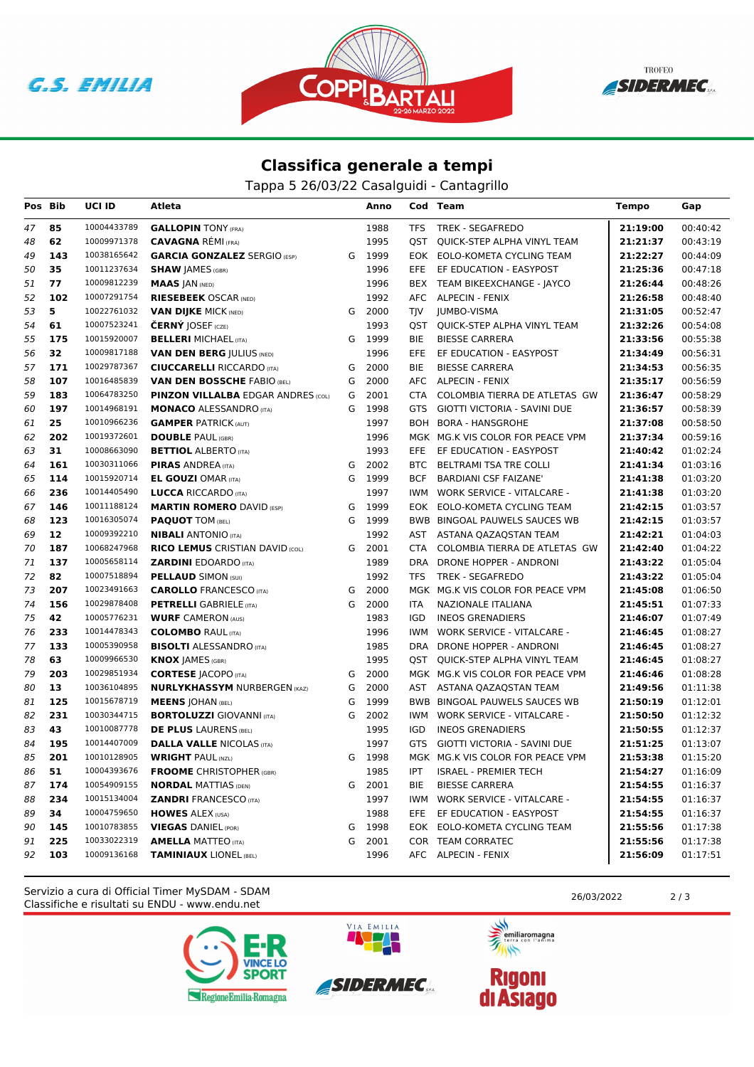## Classifica generale a tempi

Tappa 5 26/03/22 Casalguidi - Cantagrillo

| Pos | Bib | UCI ID | Atleta | | Anno | Cod | Team | Tempo | Gap |
|---|---|---|---|---|---|---|---|---|---|
| 47 | 85 | 10004433789 | **GALLOPIN** TONY (FRA) | | 1988 | TFS | TREK - SEGAFREDO | **21:19:00** | 00:40:42 |
| 48 | 62 | 10009971378 | **CAVAGNA** RÉMI (FRA) | | 1995 | QST | QUICK-STEP ALPHA VINYL TEAM | **21:21:37** | 00:43:19 |
| 49 | 143 | 10038165642 | **GARCIA GONZALEZ** SERGIO (ESP) | G | 1999 | EOK | EOLO-KOMETA CYCLING TEAM | **21:22:27** | 00:44:09 |
| 50 | 35 | 10011237634 | **SHAW** JAMES (GBR) | | 1996 | EFE | EF EDUCATION - EASYPOST | **21:25:36** | 00:47:18 |
| 51 | 77 | 10009812239 | **MAAS** JAN (NED) | | 1996 | BEX | TEAM BIKEEXCHANGE - JAYCO | **21:26:44** | 00:48:26 |
| 52 | 102 | 10007291754 | **RIESEBEEK** OSCAR (NED) | | 1992 | AFC | ALPECIN - FENIX | **21:26:58** | 00:48:40 |
| 53 | 5 | 10022761032 | **VAN DIJKE** MICK (NED) | G | 2000 | TJV | JUMBO-VISMA | **21:31:05** | 00:52:47 |
| 54 | 61 | 10007523241 | **ČERNÝ** JOSEF (CZE) | | 1993 | QST | QUICK-STEP ALPHA VINYL TEAM | **21:32:26** | 00:54:08 |
| 55 | 175 | 10015920007 | **BELLERI** MICHAEL (ITA) | G | 1999 | BIE | BIESSE CARRERA | **21:33:56** | 00:55:38 |
| 56 | 32 | 10009817188 | **VAN DEN BERG** JULIUS (NED) | | 1996 | EFE | EF EDUCATION - EASYPOST | **21:34:49** | 00:56:31 |
| 57 | 171 | 10029787367 | **CIUCCARELLI** RICCARDO (ITA) | G | 2000 | BIE | BIESSE CARRERA | **21:34:53** | 00:56:35 |
| 58 | 107 | 10016485839 | **VAN DEN BOSSCHE** FABIO (BEL) | G | 2000 | AFC | ALPECIN - FENIX | **21:35:17** | 00:56:59 |
| 59 | 183 | 10064783250 | **PINZON VILLALBA** EDGAR ANDRES (COL) | G | 2001 | CTA | COLOMBIA TIERRA DE ATLETAS GW | **21:36:47** | 00:58:29 |
| 60 | 197 | 10014968191 | **MONACO** ALESSANDRO (ITA) | G | 1998 | GTS | GIOTTI VICTORIA - SAVINI DUE | **21:36:57** | 00:58:39 |
| 61 | 25 | 10010966236 | **GAMPER** PATRICK (AUT) | | 1997 | BOH | BORA - HANSGROHE | **21:37:08** | 00:58:50 |
| 62 | 202 | 10019372601 | **DOUBLE** PAUL (GBR) | | 1996 | MGK | MG.K VIS COLOR FOR PEACE VPM | **21:37:34** | 00:59:16 |
| 63 | 31 | 10008663090 | **BETTIOL** ALBERTO (ITA) | | 1993 | EFE | EF EDUCATION - EASYPOST | **21:40:42** | 01:02:24 |
| 64 | 161 | 10030311066 | **PIRAS** ANDREA (ITA) | G | 2002 | BTC | BELTRAMI TSA TRE COLLI | **21:41:34** | 01:03:16 |
| 65 | 114 | 10015920714 | **EL GOUZI** OMAR (ITA) | G | 1999 | BCF | BARDIANI CSF FAIZANE' | **21:41:38** | 01:03:20 |
| 66 | 236 | 10014405490 | **LUCCA** RICCARDO (ITA) | | 1997 | IWM | WORK SERVICE - VITALCARE - | **21:41:38** | 01:03:20 |
| 67 | 146 | 10011188124 | **MARTIN ROMERO** DAVID (ESP) | G | 1999 | EOK | EOLO-KOMETA CYCLING TEAM | **21:42:15** | 01:03:57 |
| 68 | 123 | 10016305074 | **PAQUOT** TOM (BEL) | G | 1999 | BWB | BINGOAL PAUWELS SAUCES WB | **21:42:15** | 01:03:57 |
| 69 | 12 | 10009392210 | **NIBALI** ANTONIO (ITA) | | 1992 | AST | ASTANA QAZAQSTAN TEAM | **21:42:21** | 01:04:03 |
| 70 | 187 | 10068247968 | **RICO LEMUS** CRISTIAN DAVID (COL) | G | 2001 | CTA | COLOMBIA TIERRA DE ATLETAS GW | **21:42:40** | 01:04:22 |
| 71 | 137 | 10005658114 | **ZARDINI** EDOARDO (ITA) | | 1989 | DRA | DRONE HOPPER - ANDRONI | **21:43:22** | 01:05:04 |
| 72 | 82 | 10007518894 | **PELLAUD** SIMON (SUI) | | 1992 | TFS | TREK - SEGAFREDO | **21:43:22** | 01:05:04 |
| 73 | 207 | 10023491663 | **CAROLLO** FRANCESCO (ITA) | G | 2000 | MGK | MG.K VIS COLOR FOR PEACE VPM | **21:45:08** | 01:06:50 |
| 74 | 156 | 10029878408 | **PETRELLI** GABRIELE (ITA) | G | 2000 | ITA | NAZIONALE ITALIANA | **21:45:51** | 01:07:33 |
| 75 | 42 | 10005776231 | **WURF** CAMERON (AUS) | | 1983 | IGD | INEOS GRENADIERS | **21:46:07** | 01:07:49 |
| 76 | 233 | 10014478343 | **COLOMBO** RAUL (ITA) | | 1996 | IWM | WORK SERVICE - VITALCARE - | **21:46:45** | 01:08:27 |
| 77 | 133 | 10005390958 | **BISOLTI** ALESSANDRO (ITA) | | 1985 | DRA | DRONE HOPPER - ANDRONI | **21:46:45** | 01:08:27 |
| 78 | 63 | 10009966530 | **KNOX** JAMES (GBR) | | 1995 | QST | QUICK-STEP ALPHA VINYL TEAM | **21:46:45** | 01:08:27 |
| 79 | 203 | 10029851934 | **CORTESE** JACOPO (ITA) | G | 2000 | MGK | MG.K VIS COLOR FOR PEACE VPM | **21:46:46** | 01:08:28 |
| 80 | 13 | 10036104895 | **NURLYKHASSYM** NURBERGEN (KAZ) | G | 2000 | AST | ASTANA QAZAQSTAN TEAM | **21:49:56** | 01:11:38 |
| 81 | 125 | 10015678719 | **MEENS** JOHAN (BEL) | G | 1999 | BWB | BINGOAL PAUWELS SAUCES WB | **21:50:19** | 01:12:01 |
| 82 | 231 | 10030344715 | **BORTOLUZZI** GIOVANNI (ITA) | G | 2002 | IWM | WORK SERVICE - VITALCARE - | **21:50:50** | 01:12:32 |
| 83 | 43 | 10010087778 | **DE PLUS** LAURENS (BEL) | | 1995 | IGD | INEOS GRENADIERS | **21:50:55** | 01:12:37 |
| 84 | 195 | 10014407009 | **DALLA VALLE** NICOLAS (ITA) | | 1997 | GTS | GIOTTI VICTORIA - SAVINI DUE | **21:51:25** | 01:13:07 |
| 85 | 201 | 10010128905 | **WRIGHT** PAUL (NZL) | G | 1998 | MGK | MG.K VIS COLOR FOR PEACE VPM | **21:53:38** | 01:15:20 |
| 86 | 51 | 10004393676 | **FROOME** CHRISTOPHER (GBR) | | 1985 | IPT | ISRAEL - PREMIER TECH | **21:54:27** | 01:16:09 |
| 87 | 174 | 10054909155 | **NORDAL** MATTIAS (DEN) | G | 2001 | BIE | BIESSE CARRERA | **21:54:55** | 01:16:37 |
| 88 | 234 | 10015134004 | **ZANDRI** FRANCESCO (ITA) | | 1997 | IWM | WORK SERVICE - VITALCARE - | **21:54:55** | 01:16:37 |
| 89 | 34 | 10004759650 | **HOWES** ALEX (USA) | | 1988 | EFE | EF EDUCATION - EASYPOST | **21:54:55** | 01:16:37 |
| 90 | 145 | 10010783855 | **VIEGAS** DANIEL (POR) | G | 1998 | EOK | EOLO-KOMETA CYCLING TEAM | **21:55:56** | 01:17:38 |
| 91 | 225 | 10033022319 | **AMELLA** MATTEO (ITA) | G | 2001 | COR | TEAM CORRATEC | **21:55:56** | 01:17:38 |
| 92 | 103 | 10009136168 | **TAMINIAUX** LIONEL (BEL) | | 1996 | AFC | ALPECIN - FENIX | **21:56:09** | 01:17:51 |

Servizio a cura di Official Timer MySDAM - SDAM
Classifiche e risultati su ENDU - www.endu.net

26/03/2022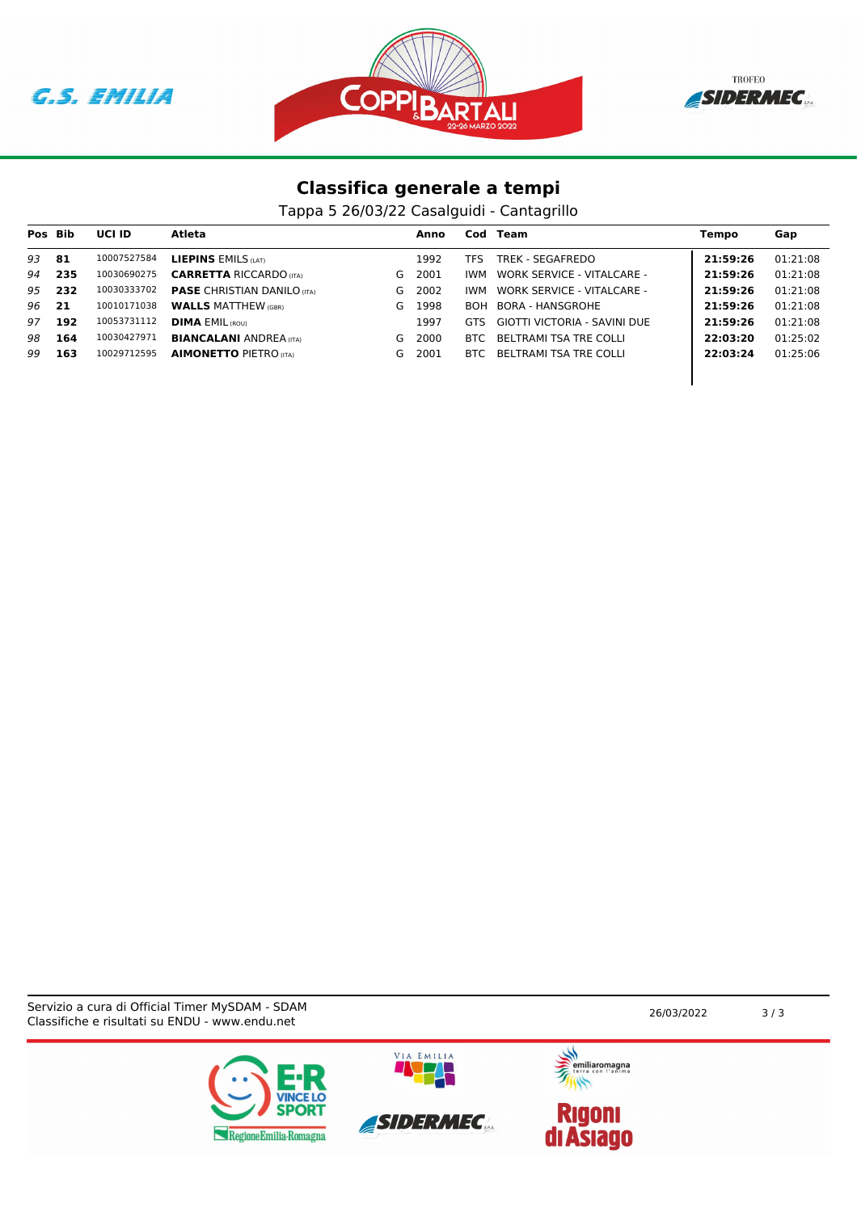## Classifica generale a tempi

Tappa 5 26/03/22 Casalguidi - Cantagrillo

| Pos | Bib | UCI ID | Atleta | | Anno | Cod | Team | Tempo | Gap |
|---|---|---|---|---|---|---|---|---|---|
| 93 | **81** | 10007527584 | **LIEPINS** EMILS (LAT) | | 1992 | TFS | TREK - SEGAFREDO | **21:59:26** | 01:21:08 |
| 94 | **235** | 10030690275 | **CARRETTA** RICCARDO (ITA) | G | 2001 | IWM | WORK SERVICE - VITALCARE - | **21:59:26** | 01:21:08 |
| 95 | **232** | 10030333702 | **PASE** CHRISTIAN DANILO (ITA) | G | 2002 | IWM | WORK SERVICE - VITALCARE - | **21:59:26** | 01:21:08 |
| 96 | **21** | 10010171038 | **WALLS** MATTHEW (GBR) | G | 1998 | BOH | BORA - HANSGROHE | **21:59:26** | 01:21:08 |
| 97 | **192** | 10053731112 | **DIMA** EMIL (ROU) | | 1997 | GTS | GIOTTI VICTORIA - SAVINI DUE | **21:59:26** | 01:21:08 |
| 98 | **164** | 10030427971 | **BIANCALANI** ANDREA (ITA) | G | 2000 | BTC | BELTRAMI TSA TRE COLLI | **22:03:20** | 01:25:02 |
| 99 | **163** | 10029712595 | **AIMONETTO** PIETRO (ITA) | G | 2001 | BTC | BELTRAMI TSA TRE COLLI | **22:03:24** | 01:25:06 |

Servizio a cura di Official Timer MySDAM - SDAM
Classifiche e risultati su ENDU - www.endu.net

26/03/2022